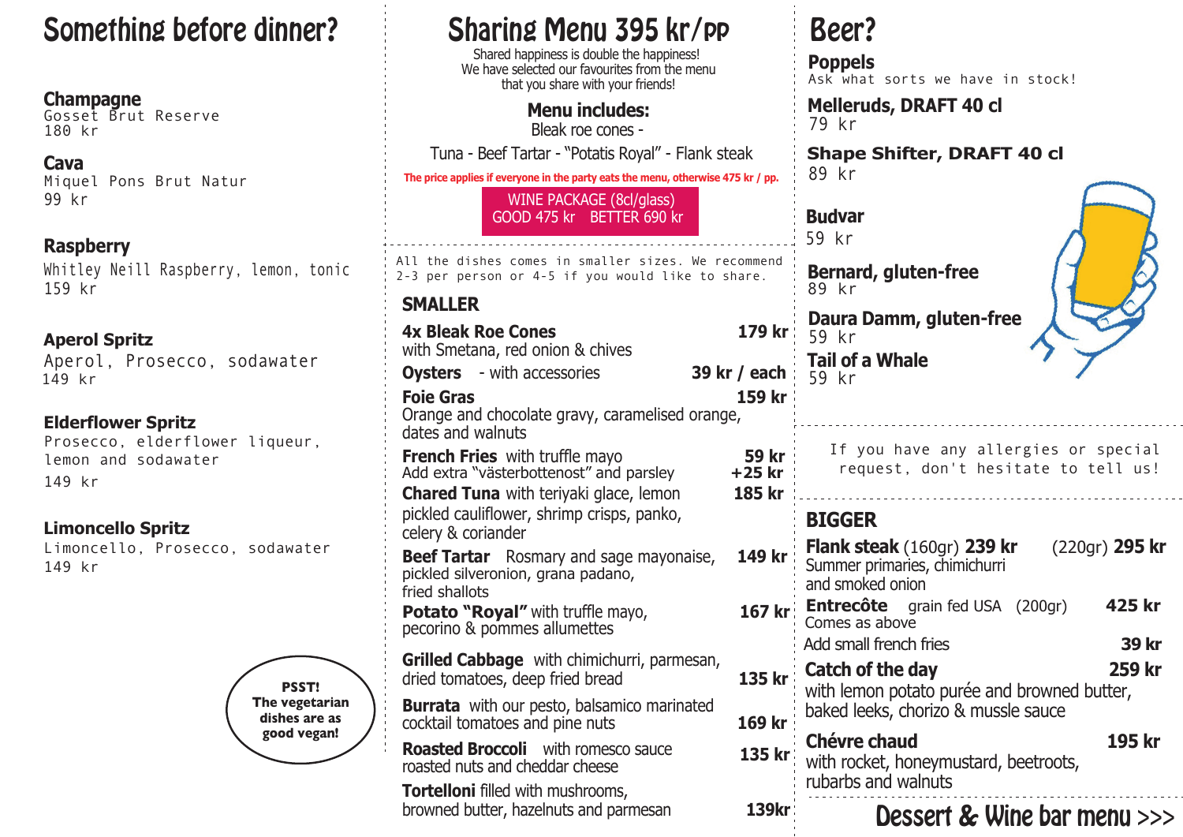# Something before dinner?

**Champagne**
Gosset Brut Reserve
180 kr

**Cava**
Miquel Pons Brut Natur
99 kr

**Raspberry**
Whitley Neill Raspberry, lemon, tonic
159 kr

**Aperol Spritz**
Aperol, Prosecco, sodawater
149 kr

**Elderflower Spritz**
Prosecco, elderflower liqueur, lemon and sodawater
149 kr

**Limoncello Spritz**
Limoncello, Prosecco, sodawater
149 kr

**PSST! The vegetarian dishes are as good vegan!**

# Sharing Menu 395 kr/pp

Shared happiness is double the happiness!
We have selected our favourites from the menu that you share with your friends!

**Menu includes:**
Bleak roe cones -
Tuna - Beef Tartar - "Potatis Royal" - Flank steak

The price applies if everyone in the party eats the menu, otherwise 475 kr / pp.

WINE PACKAGE (8cl/glass)
GOOD 475 kr BETTER 690 kr

All the dishes comes in smaller sizes. We recommend 2-3 per person or 4-5 if you would like to share.

## SMALLER

**4x Bleak Roe Cones** — 179 kr
with Smetana, red onion & chives

**Oysters** - with accessories — 39 kr / each

**Foie Gras** — 159 kr
Orange and chocolate gravy, caramelised orange, dates and walnuts

**French Fries** with truffle mayo — 59 kr
Add extra "västerbottenost" and parsley — +25 kr

**Chared Tuna** with teriyaki glace, lemon pickled cauliflower, shrimp crisps, panko, celery & coriander — 185 kr

**Beef Tartar** Rosmary and sage mayonaise, pickled silveronion, grana padano, fried shallots — 149 kr

**Potato "Royal"** with truffle mayo, pecorino & pommes allumettes — 167 kr

**Grilled Cabbage** with chimichurri, parmesan, dried tomatoes, deep fried bread — 135 kr

**Burrata** with our pesto, balsamico marinated cocktail tomatoes and pine nuts — 169 kr

**Roasted Broccoli** with romesco sauce roasted nuts and cheddar cheese — 135 kr

**Tortelloni** filled with mushrooms, browned butter, hazelnuts and parmesan — 139kr

# Beer?

**Poppels**
Ask what sorts we have in stock!

**Melleruds, DRAFT 40 cl**
79 kr

**Shape Shifter, DRAFT 40 cl**
89 kr

**Budvar**
59 kr

**Bernard, gluten-free**
89 kr

**Daura Damm, gluten-free**
59 kr

**Tail of a Whale**
59 kr

If you have any allergies or special request, don't hesitate to tell us!

## BIGGER

**Flank steak** (160gr) **239 kr** (220gr) **295 kr**
Summer primaries, chimichurri and smoked onion

**Entrecôte** grain fed USA (200gr) — 425 kr
Comes as above

Add small french fries — 39 kr

**Catch of the day** — 259 kr
with lemon potato purée and browned butter, baked leeks, chorizo & mussle sauce

**Chévre chaud** — 195 kr
with rocket, honeymustard, beetroots, rubarbs and walnuts

**Dessert & Wine bar menu >>>**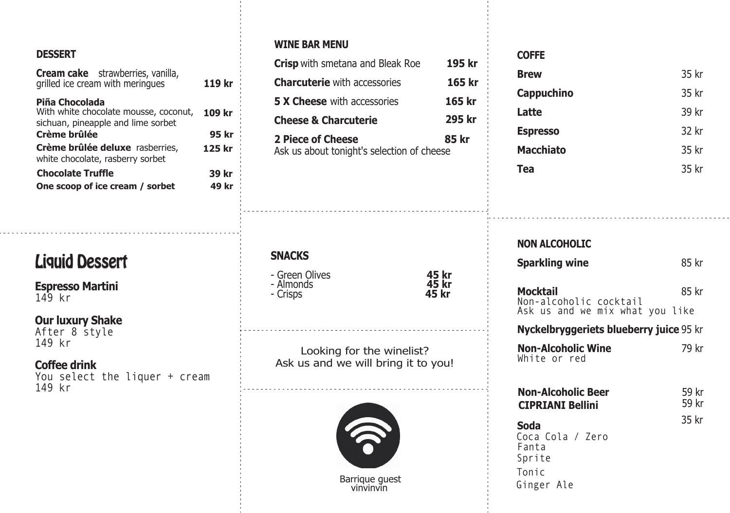## DESSERT

**Cream cake** strawberries, vanilla, grilled ice cream with meringues — **119 kr**

**Piña Chocolada**
With white chocolate mousse, coconut, sichuan, pineapple and lime sorbet — **109 kr**

**Crème brûlée** — **95 kr**

**Crème brûlée deluxe** rasberries, white chocolate, rasberry sorbet — **125 kr**

**Chocolate Truffle** — **39 kr**

**One scoop of ice cream / sorbet** — **49 kr**

## Liquid Dessert

**Espresso Martini**
149 kr

**Our luxury Shake**
After 8 style
149 kr

**Coffee drink**
You select the liquer + cream
149 kr

## WINE BAR MENU

**Crisp** with smetana and Bleak Roe — **195 kr**

**Charcuterie** with accessories — **165 kr**

**5 X Cheese** with accessories — **165 kr**

**Cheese & Charcuterie** — **295 kr**

**2 Piece of Cheese** — **85 kr**
Ask us about tonight's selection of cheese

## SNACKS

- Green Olives — **45 kr**
- Almonds — **45 kr**
- Crisps — **45 kr**

Looking for the winelist?
Ask us and we will bring it to you!

Barrique guest
vinvinvin

## COFFE

**Brew** — 35 kr

**Cappuchino** — 35 kr

**Latte** — 39 kr

**Espresso** — 32 kr

**Macchiato** — 35 kr

**Tea** — 35 kr

## NON ALCOHOLIC

**Sparkling wine** — 85 kr

**Mocktail** — 85 kr
Non-alcoholic cocktail
Ask us and we mix what you like

**Nyckelbryggeriets blueberry juice** — 95 kr

**Non-Alcoholic Wine** — 79 kr
White or red

**Non-Alcoholic Beer** — 59 kr

**CIPRIANI Bellini** — 59 kr

**Soda** — 35 kr
Coca Cola / Zero
Fanta
Sprite
Tonic
Ginger Ale